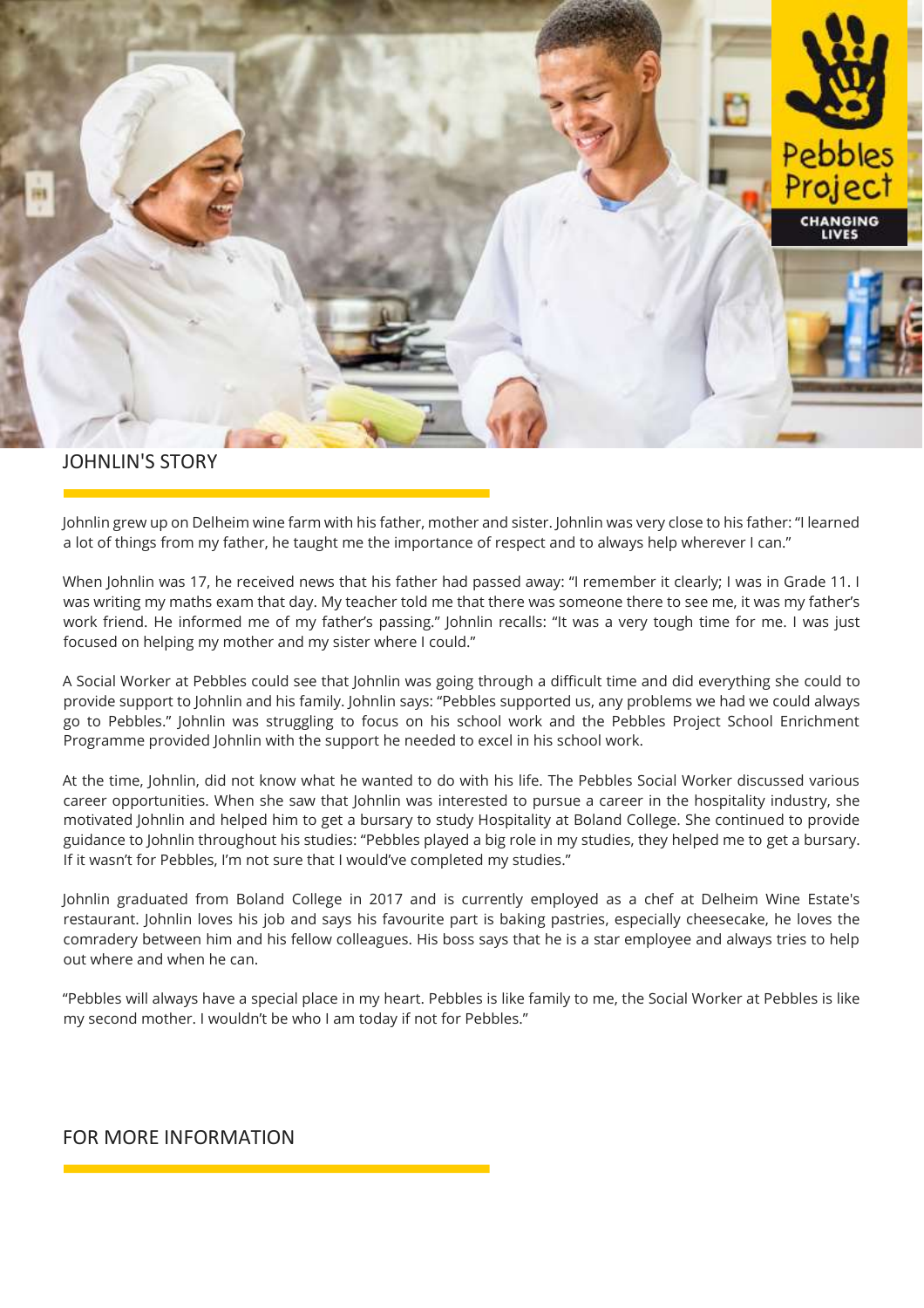## JOHNLIN'S STORY

Johnlin grew up on Delheim wine farm with his father, mother and sister. Johnlin was very close to his father: "I learned a lot of things from my father, he taught me the importance of respect and to always help wherever I can."

When Johnlin was 17, he received news that his father had passed away: "I remember it clearly; I was in Grade 11. I was writing my maths exam that day. My teacher told me that there was someone there to see me, it was my father's work friend. He informed me of my father's passing." Johnlin recalls: "It was a very tough time for me. I was just focused on helping my mother and my sister where I could."

A Social Worker at Pebbles could see that Johnlin was going through a difficult time and did everything she could to provide support to Johnlin and his family. Johnlin says: "Pebbles supported us, any problems we had we could always go to Pebbles." Johnlin was struggling to focus on his school work and the Pebbles Project School Enrichment Programme provided Johnlin with the support he needed to excel in his school work.

At the time, Johnlin, did not know what he wanted to do with his life. The Pebbles Social Worker discussed various career opportunities. When she saw that Johnlin was interested to pursue a career in the hospitality industry, she motivated Johnlin and helped him to get a bursary to study Hospitality at Boland College. She continued to provide guidance to Johnlin throughout his studies: "Pebbles played a big role in my studies, they helped me to get a bursary. If it wasn't for Pebbles, I'm not sure that I would've completed my studies."

Johnlin graduated from Boland College in 2017 and is currently employed as a chef at Delheim Wine Estate's restaurant. Johnlin loves his job and says his favourite part is baking pastries, especially cheesecake, he loves the comradery between him and his fellow colleagues. His boss says that he is a star employee and always tries to help out where and when he can.

"Pebbles will always have a special place in my heart. Pebbles is like family to me, the Social Worker at Pebbles is like my second mother. I wouldn't be who I am today if not for Pebbles."

## FOR MORE INFORMATION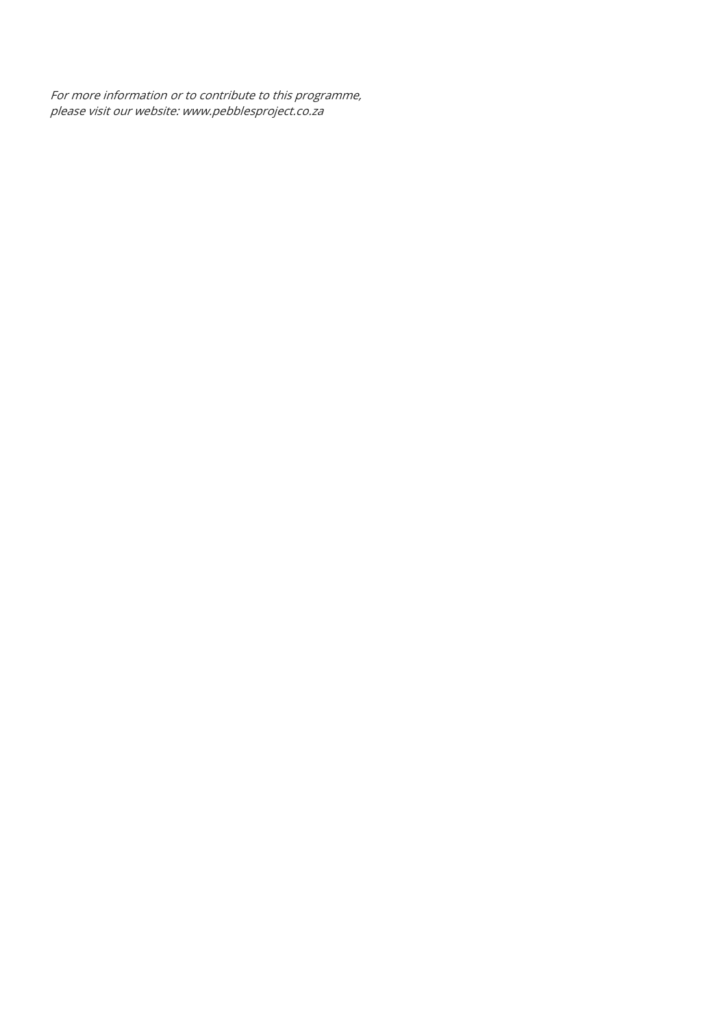*For more information or to contribute to this programme, please visit our website: www.pebblesproject.co.za*